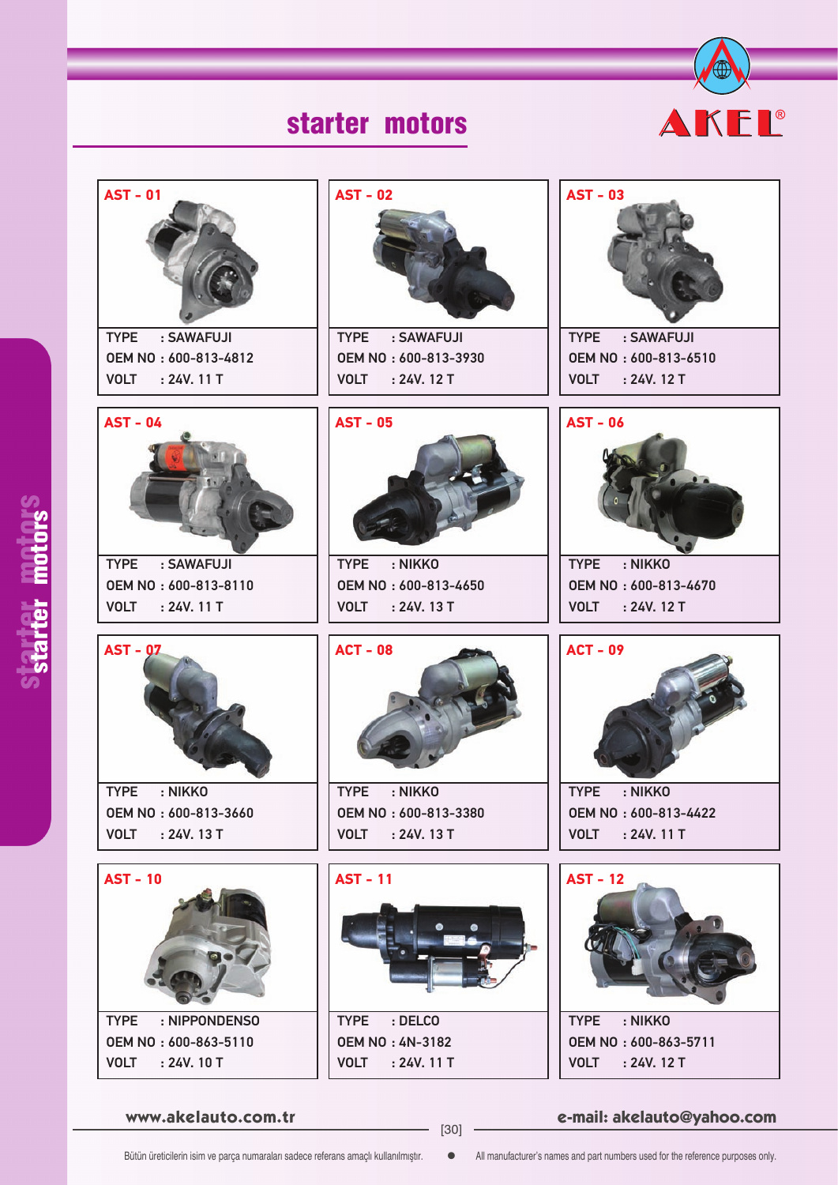# starter motors

AKEL®

## AST - 01

TYPE : SAWAFUJI
OEM NO : 600-813-4812
VOLT : 24V. 11 T

## AST - 02

TYPE : SAWAFUJI
OEM NO : 600-813-3930
VOLT : 24V. 12 T

## AST - 03

TYPE : SAWAFUJI
OEM NO : 600-813-6510
VOLT : 24V. 12 T

## AST - 04

TYPE : SAWAFUJI
OEM NO : 600-813-8110
VOLT : 24V. 11 T

## AST - 05

TYPE : NIKKO
OEM NO : 600-813-4650
VOLT : 24V. 13 T

## AST - 06

TYPE : NIKKO
OEM NO : 600-813-4670
VOLT : 24V. 12 T

## AST - 07

TYPE : NIKKO
OEM NO : 600-813-3660
VOLT : 24V. 13 T

## ACT - 08

TYPE : NIKKO
OEM NO : 600-813-3380
VOLT : 24V. 13 T

## ACT - 09

TYPE : NIKKO
OEM NO : 600-813-4422
VOLT : 24V. 11 T

## AST - 10

TYPE : NIPPONDENSO
OEM NO : 600-863-5110
VOLT : 24V. 10 T

## AST - 11

TYPE : DELCO
OEM NO : 4N-3182
VOLT : 24V. 11 T

## AST - 12

TYPE : NIKKO
OEM NO : 600-863-5711
VOLT : 24V. 12 T

www.akelauto.com.tr

e-mail: akelauto@yahoo.com

Bütün üreticilerin isim ve parça numaraları sadece referans amaçlı kullanılmıştır. • All manufacturer's names and part numbers used for the reference purposes only.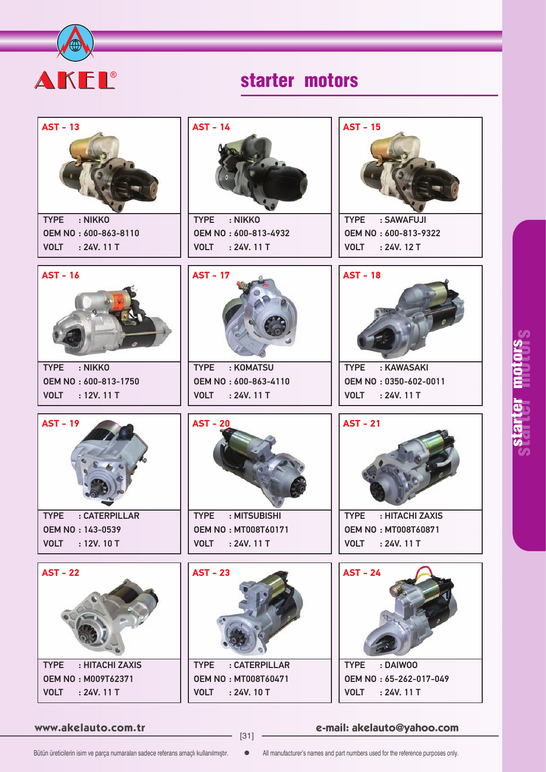AKEL®

# starter motors

## AST - 13

TYPE : NIKKO
OEM NO : 600-863-8110
VOLT : 24V. 11 T

## AST - 14

TYPE : NIKKO
OEM NO : 600-813-4932
VOLT : 24V. 11 T

## AST - 15

TYPE : SAWAFUJI
OEM NO : 600-813-9322
VOLT : 24V. 12 T

## AST - 16

TYPE : NIKKO
OEM NO : 600-813-1750
VOLT : 12V. 11 T

## AST - 17

TYPE : KOMATSU
OEM NO : 600-863-4110
VOLT : 24V. 11 T

## AST - 18

TYPE : KAWASAKI
OEM NO : 0350-602-0011
VOLT : 24V. 11 T

## AST - 19

TYPE : CATERPILLAR
OEM NO : 143-0539
VOLT : 12V. 10 T

## AST - 20

TYPE : MITSUBISHI
OEM NO : MT008T60171
VOLT : 24V. 11 T

## AST - 21

TYPE : HITACHI ZAXIS
OEM NO : MT008T60871
VOLT : 24V. 11 T

## AST - 22

TYPE : HITACHI ZAXIS
OEM NO : M009T62371
VOLT : 24V. 11 T

## AST - 23

TYPE : CATERPILLAR
OEM NO : MT008T60471
VOLT : 24V. 10 T

## AST - 24

TYPE : DAIWOO
OEM NO : 65-262-017-049
VOLT : 24V. 11 T

www.akelauto.com.tr

e-mail: akelauto@yahoo.com

Bütün üreticilerin isim ve parça numaraları sadece referans amaçlı kullanılmıştır. • All manufacturer's names and part numbers used for the reference purposes only.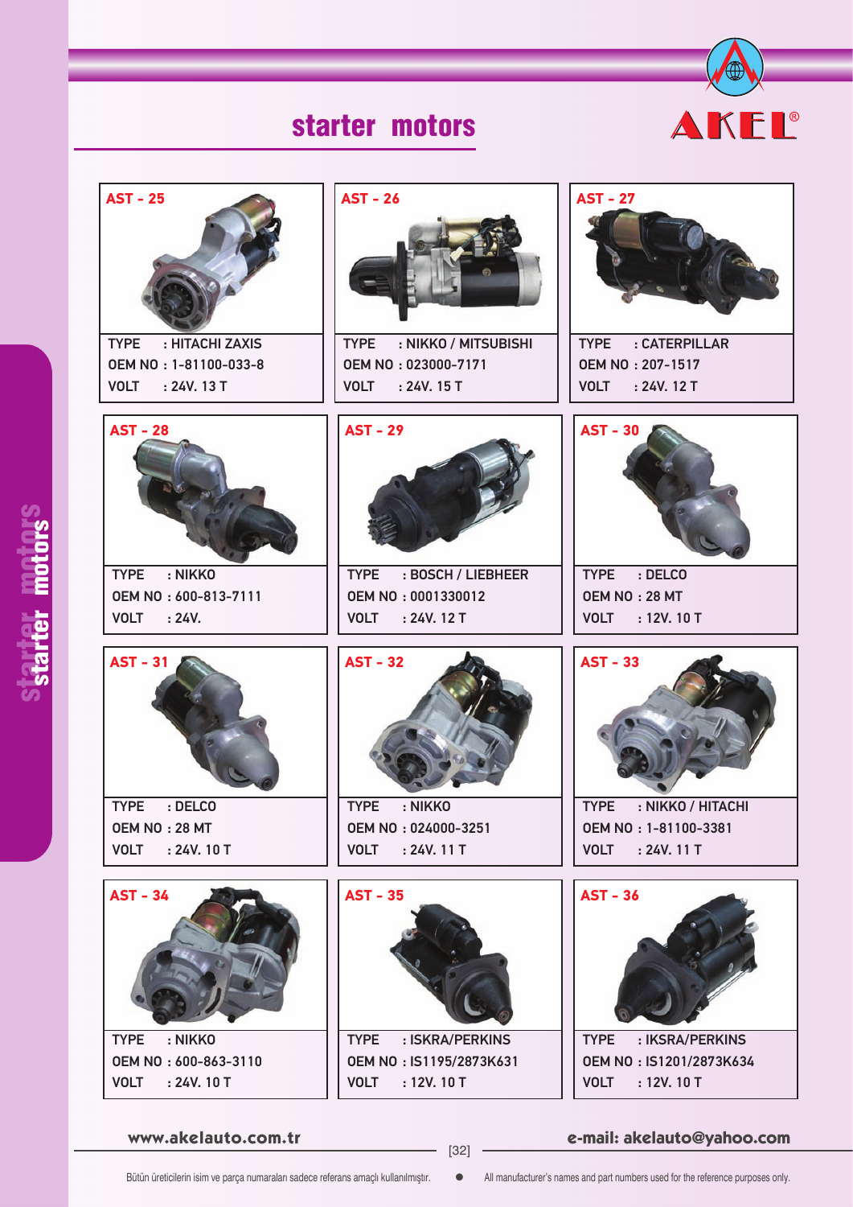# starter motors

AKEL®

### AST - 25

TYPE : HITACHI ZAXIS
OEM NO : 1-81100-033-8
VOLT : 24V. 13 T

### AST - 26

TYPE : NIKKO / MITSUBISHI
OEM NO : 023000-7171
VOLT : 24V. 15 T

### AST - 27

TYPE : CATERPILLAR
OEM NO : 207-1517
VOLT : 24V. 12 T

### AST - 28

TYPE : NIKKO
OEM NO : 600-813-7111
VOLT : 24V.

### AST - 29

TYPE : BOSCH / LIEBHEER
OEM NO : 0001330012
VOLT : 24V. 12 T

### AST - 30

TYPE : DELCO
OEM NO : 28 MT
VOLT : 12V. 10 T

### AST - 31

TYPE : DELCO
OEM NO : 28 MT
VOLT : 24V. 10 T

### AST - 32

TYPE : NIKKO
OEM NO : 024000-3251
VOLT : 24V. 11 T

### AST - 33

TYPE : NIKKO / HITACHI
OEM NO : 1-81100-3381
VOLT : 24V. 11 T

### AST - 34

TYPE : NIKKO
OEM NO : 600-863-3110
VOLT : 24V. 10 T

### AST - 35

TYPE : ISKRA/PERKINS
OEM NO : IS1195/2873K631
VOLT : 12V. 10 T

### AST - 36

TYPE : IKSRA/PERKINS
OEM NO : IS1201/2873K634
VOLT : 12V. 10 T

www.akelauto.com.tr e-mail: akelauto@yahoo.com

Bütün üreticilerin isim ve parça numaraları sadece referans amaçlı kullanılmıştır. • All manufacturer's names and part numbers used for the reference purposes only.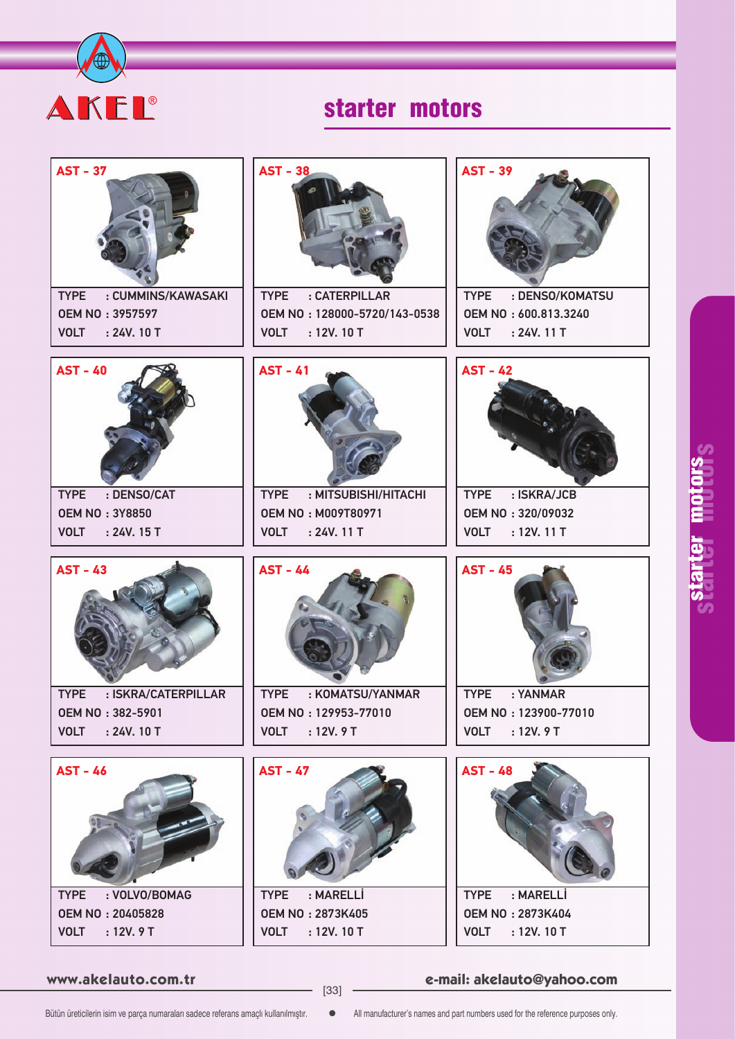# AKEL®

## starter motors

### AST - 37

TYPE : CUMMINS/KAWASAKI
OEM NO : 3957597
VOLT : 24V. 10 T

### AST - 38

TYPE : CATERPILLAR
OEM NO : 128000-5720/143-0538
VOLT : 12V. 10 T

### AST - 39

TYPE : DENSO/KOMATSU
OEM NO : 600.813.3240
VOLT : 24V. 11 T

### AST - 40

TYPE : DENSO/CAT
OEM NO : 3Y8850
VOLT : 24V. 15 T

### AST - 41

TYPE : MITSUBISHI/HITACHI
OEM NO : M009T80971
VOLT : 24V. 11 T

### AST - 42

TYPE : ISKRA/JCB
OEM NO : 320/09032
VOLT : 12V. 11 T

### AST - 43

TYPE : ISKRA/CATERPILLAR
OEM NO : 382-5901
VOLT : 24V. 10 T

### AST - 44

TYPE : KOMATSU/YANMAR
OEM NO : 129953-77010
VOLT : 12V. 9 T

### AST - 45

TYPE : YANMAR
OEM NO : 123900-77010
VOLT : 12V. 9 T

### AST - 46

TYPE : VOLVO/BOMAG
OEM NO : 20405828
VOLT : 12V. 9 T

### AST - 47

TYPE : MARELLİ
OEM NO : 2873K405
VOLT : 12V. 10 T

### AST - 48

TYPE : MARELLİ
OEM NO : 2873K404
VOLT : 12V. 10 T

www.akelauto.com.tr

e-mail: akelauto@yahoo.com

Bütün üreticilerin isim ve parça numaraları sadece referans amaçlı kullanılmıştır.

All manufacturer's names and part numbers used for the reference purposes only.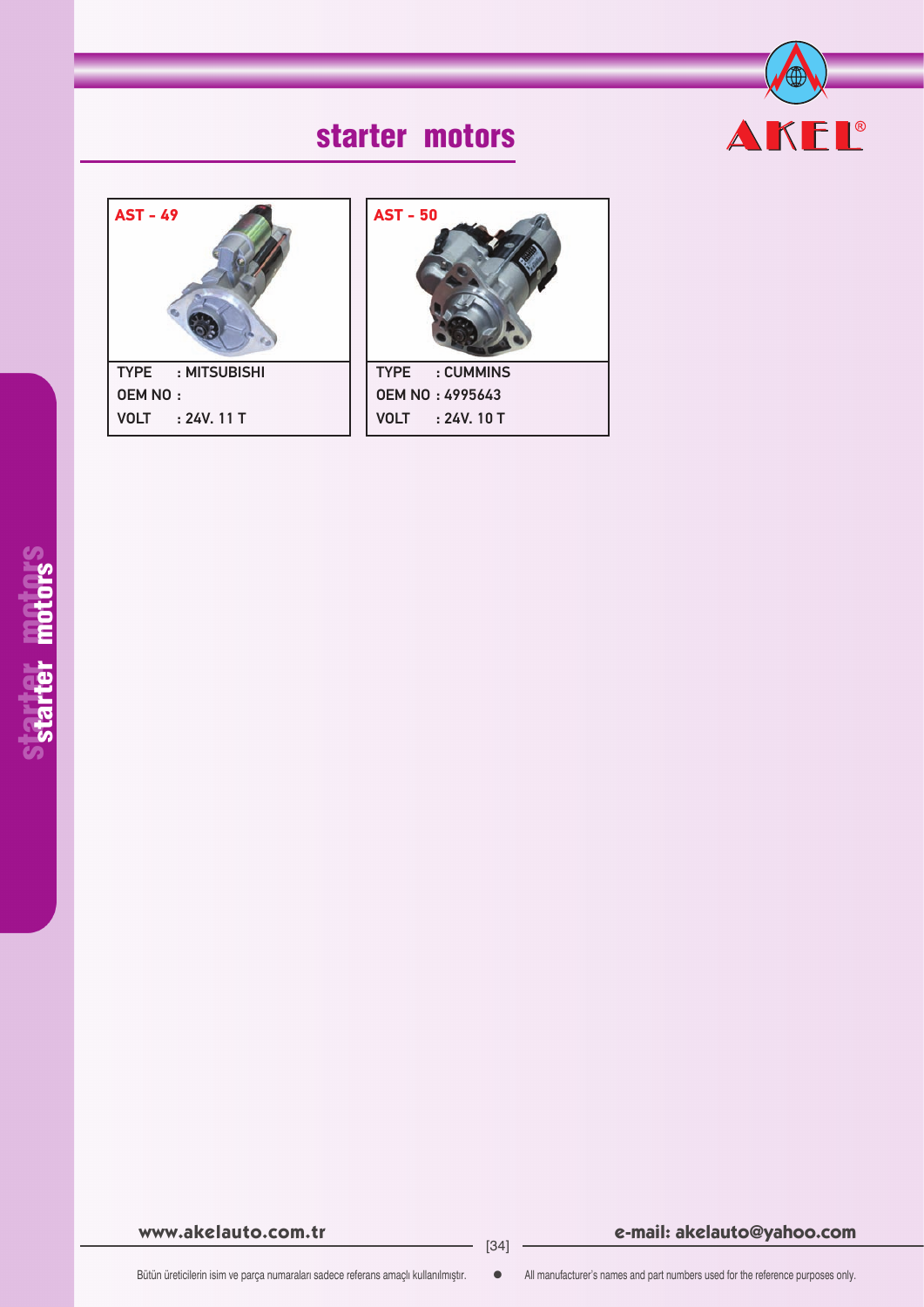# starter motors

## AST - 49

TYPE : MITSUBISHI
OEM NO :
VOLT : 24V. 11 T

## AST - 50

TYPE : CUMMINS
OEM NO : 4995643
VOLT : 24V. 10 T

www.akelauto.com.tr

e-mail: akelauto@yahoo.com

Bütün üreticilerin isim ve parça numaraları sadece referans amaçlı kullanılmıştır.

All manufacturer's names and part numbers used for the reference purposes only.